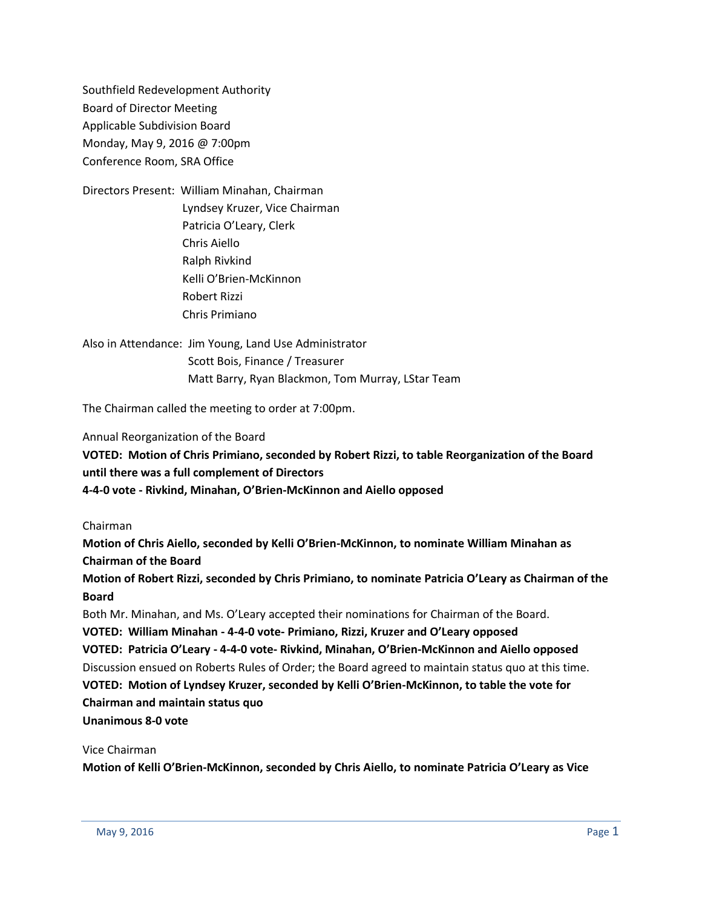Southfield Redevelopment Authority
Board of Director Meeting
Applicable Subdivision Board
Monday, May 9, 2016 @ 7:00pm
Conference Room, SRA Office

Directors Present: William Minahan, Chairman
Lyndsey Kruzer, Vice Chairman
Patricia O'Leary, Clerk
Chris Aiello
Ralph Rivkind
Kelli O'Brien-McKinnon
Robert Rizzi
Chris Primiano

Also in Attendance: Jim Young, Land Use Administrator
Scott Bois, Finance / Treasurer
Matt Barry, Ryan Blackmon, Tom Murray, LStar Team

The Chairman called the meeting to order at 7:00pm.

Annual Reorganization of the Board

**VOTED: Motion of Chris Primiano, seconded by Robert Rizzi, to table Reorganization of the Board until there was a full complement of Directors**
**4-4-0 vote - Rivkind, Minahan, O'Brien-McKinnon and Aiello opposed**

Chairman

**Motion of Chris Aiello, seconded by Kelli O'Brien-McKinnon, to nominate William Minahan as Chairman of the Board**
**Motion of Robert Rizzi, seconded by Chris Primiano, to nominate Patricia O'Leary as Chairman of the Board**
Both Mr. Minahan, and Ms. O'Leary accepted their nominations for Chairman of the Board.
**VOTED: William Minahan - 4-4-0 vote- Primiano, Rizzi, Kruzer and O'Leary opposed**
**VOTED: Patricia O'Leary - 4-4-0 vote- Rivkind, Minahan, O'Brien-McKinnon and Aiello opposed**
Discussion ensued on Roberts Rules of Order; the Board agreed to maintain status quo at this time.
**VOTED: Motion of Lyndsey Kruzer, seconded by Kelli O'Brien-McKinnon, to table the vote for Chairman and maintain status quo**
**Unanimous 8-0 vote**

Vice Chairman

**Motion of Kelli O'Brien-McKinnon, seconded by Chris Aiello, to nominate Patricia O'Leary as Vice**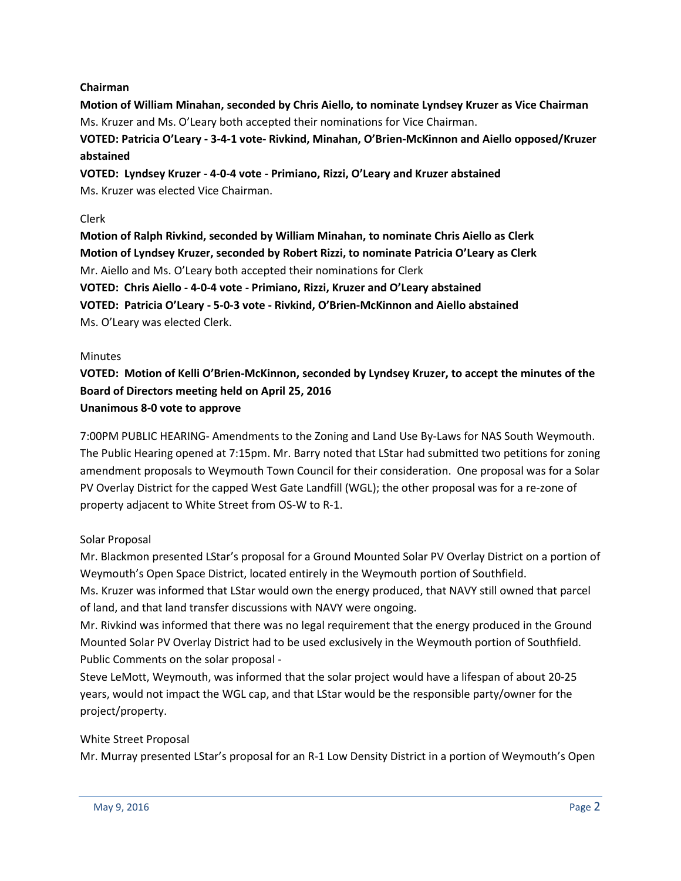**Chairman**

**Motion of William Minahan, seconded by Chris Aiello, to nominate Lyndsey Kruzer as Vice Chairman**
Ms. Kruzer and Ms. O'Leary both accepted their nominations for Vice Chairman.

**VOTED: Patricia O'Leary - 3-4-1 vote- Rivkind, Minahan, O'Brien-McKinnon and Aiello opposed/Kruzer abstained**

**VOTED: Lyndsey Kruzer - 4-0-4 vote - Primiano, Rizzi, O'Leary and Kruzer abstained**
Ms. Kruzer was elected Vice Chairman.

Clerk

**Motion of Ralph Rivkind, seconded by William Minahan, to nominate Chris Aiello as Clerk**
**Motion of Lyndsey Kruzer, seconded by Robert Rizzi, to nominate Patricia O'Leary as Clerk**
Mr. Aiello and Ms. O'Leary both accepted their nominations for Clerk
**VOTED: Chris Aiello - 4-0-4 vote - Primiano, Rizzi, Kruzer and O'Leary abstained**
**VOTED: Patricia O'Leary - 5-0-3 vote - Rivkind, O'Brien-McKinnon and Aiello abstained**
Ms. O'Leary was elected Clerk.

Minutes

**VOTED: Motion of Kelli O'Brien-McKinnon, seconded by Lyndsey Kruzer, to accept the minutes of the Board of Directors meeting held on April 25, 2016**
**Unanimous 8-0 vote to approve**

7:00PM PUBLIC HEARING- Amendments to the Zoning and Land Use By-Laws for NAS South Weymouth. The Public Hearing opened at 7:15pm. Mr. Barry noted that LStar had submitted two petitions for zoning amendment proposals to Weymouth Town Council for their consideration. One proposal was for a Solar PV Overlay District for the capped West Gate Landfill (WGL); the other proposal was for a re-zone of property adjacent to White Street from OS-W to R-1.

Solar Proposal

Mr. Blackmon presented LStar's proposal for a Ground Mounted Solar PV Overlay District on a portion of Weymouth's Open Space District, located entirely in the Weymouth portion of Southfield.
Ms. Kruzer was informed that LStar would own the energy produced, that NAVY still owned that parcel of land, and that land transfer discussions with NAVY were ongoing.
Mr. Rivkind was informed that there was no legal requirement that the energy produced in the Ground Mounted Solar PV Overlay District had to be used exclusively in the Weymouth portion of Southfield.
Public Comments on the solar proposal -
Steve LeMott, Weymouth, was informed that the solar project would have a lifespan of about 20-25 years, would not impact the WGL cap, and that LStar would be the responsible party/owner for the project/property.

White Street Proposal

Mr. Murray presented LStar's proposal for an R-1 Low Density District in a portion of Weymouth's Open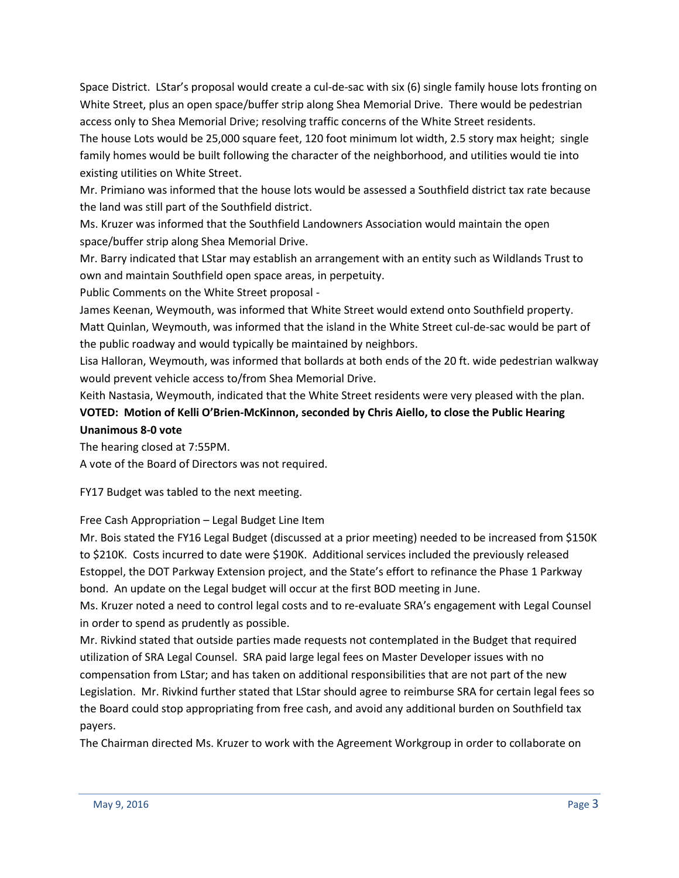Space District. LStar's proposal would create a cul-de-sac with six (6) single family house lots fronting on White Street, plus an open space/buffer strip along Shea Memorial Drive. There would be pedestrian access only to Shea Memorial Drive; resolving traffic concerns of the White Street residents.

The house Lots would be 25,000 square feet, 120 foot minimum lot width, 2.5 story max height; single family homes would be built following the character of the neighborhood, and utilities would tie into existing utilities on White Street.

Mr. Primiano was informed that the house lots would be assessed a Southfield district tax rate because the land was still part of the Southfield district.

Ms. Kruzer was informed that the Southfield Landowners Association would maintain the open space/buffer strip along Shea Memorial Drive.

Mr. Barry indicated that LStar may establish an arrangement with an entity such as Wildlands Trust to own and maintain Southfield open space areas, in perpetuity.

Public Comments on the White Street proposal -

James Keenan, Weymouth, was informed that White Street would extend onto Southfield property.

Matt Quinlan, Weymouth, was informed that the island in the White Street cul-de-sac would be part of the public roadway and would typically be maintained by neighbors.

Lisa Halloran, Weymouth, was informed that bollards at both ends of the 20 ft. wide pedestrian walkway would prevent vehicle access to/from Shea Memorial Drive.

Keith Nastasia, Weymouth, indicated that the White Street residents were very pleased with the plan.

**VOTED: Motion of Kelli O'Brien-McKinnon, seconded by Chris Aiello, to close the Public Hearing**
**Unanimous 8-0 vote**

The hearing closed at 7:55PM.

A vote of the Board of Directors was not required.

FY17 Budget was tabled to the next meeting.

Free Cash Appropriation – Legal Budget Line Item

Mr. Bois stated the FY16 Legal Budget (discussed at a prior meeting) needed to be increased from $150K to $210K. Costs incurred to date were $190K. Additional services included the previously released Estoppel, the DOT Parkway Extension project, and the State's effort to refinance the Phase 1 Parkway bond. An update on the Legal budget will occur at the first BOD meeting in June.

Ms. Kruzer noted a need to control legal costs and to re-evaluate SRA's engagement with Legal Counsel in order to spend as prudently as possible.

Mr. Rivkind stated that outside parties made requests not contemplated in the Budget that required utilization of SRA Legal Counsel. SRA paid large legal fees on Master Developer issues with no compensation from LStar; and has taken on additional responsibilities that are not part of the new Legislation. Mr. Rivkind further stated that LStar should agree to reimburse SRA for certain legal fees so the Board could stop appropriating from free cash, and avoid any additional burden on Southfield tax payers.

The Chairman directed Ms. Kruzer to work with the Agreement Workgroup in order to collaborate on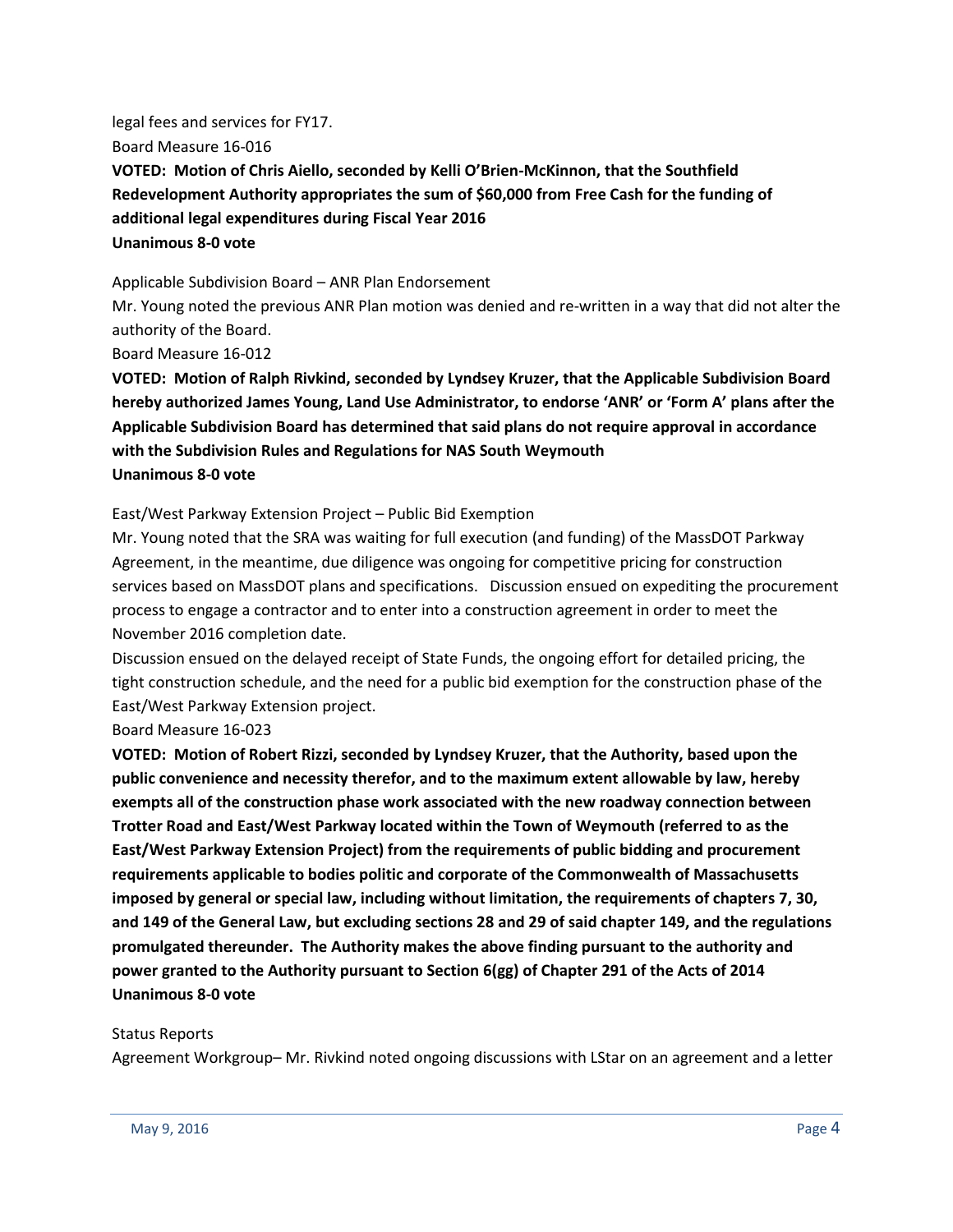legal fees and services for FY17.

Board Measure 16-016

**VOTED: Motion of Chris Aiello, seconded by Kelli O'Brien-McKinnon, that the Southfield Redevelopment Authority appropriates the sum of $60,000 from Free Cash for the funding of additional legal expenditures during Fiscal Year 2016**
**Unanimous 8-0 vote**

Applicable Subdivision Board – ANR Plan Endorsement

Mr. Young noted the previous ANR Plan motion was denied and re-written in a way that did not alter the authority of the Board.

Board Measure 16-012

**VOTED: Motion of Ralph Rivkind, seconded by Lyndsey Kruzer, that the Applicable Subdivision Board hereby authorized James Young, Land Use Administrator, to endorse 'ANR' or 'Form A' plans after the Applicable Subdivision Board has determined that said plans do not require approval in accordance with the Subdivision Rules and Regulations for NAS South Weymouth**
**Unanimous 8-0 vote**

East/West Parkway Extension Project – Public Bid Exemption

Mr. Young noted that the SRA was waiting for full execution (and funding) of the MassDOT Parkway Agreement, in the meantime, due diligence was ongoing for competitive pricing for construction services based on MassDOT plans and specifications. Discussion ensued on expediting the procurement process to engage a contractor and to enter into a construction agreement in order to meet the November 2016 completion date.

Discussion ensued on the delayed receipt of State Funds, the ongoing effort for detailed pricing, the tight construction schedule, and the need for a public bid exemption for the construction phase of the East/West Parkway Extension project.

Board Measure 16-023

**VOTED: Motion of Robert Rizzi, seconded by Lyndsey Kruzer, that the Authority, based upon the public convenience and necessity therefor, and to the maximum extent allowable by law, hereby exempts all of the construction phase work associated with the new roadway connection between Trotter Road and East/West Parkway located within the Town of Weymouth (referred to as the East/West Parkway Extension Project) from the requirements of public bidding and procurement requirements applicable to bodies politic and corporate of the Commonwealth of Massachusetts imposed by general or special law, including without limitation, the requirements of chapters 7, 30, and 149 of the General Law, but excluding sections 28 and 29 of said chapter 149, and the regulations promulgated thereunder. The Authority makes the above finding pursuant to the authority and power granted to the Authority pursuant to Section 6(gg) of Chapter 291 of the Acts of 2014**
**Unanimous 8-0 vote**

Status Reports

Agreement Workgroup– Mr. Rivkind noted ongoing discussions with LStar on an agreement and a letter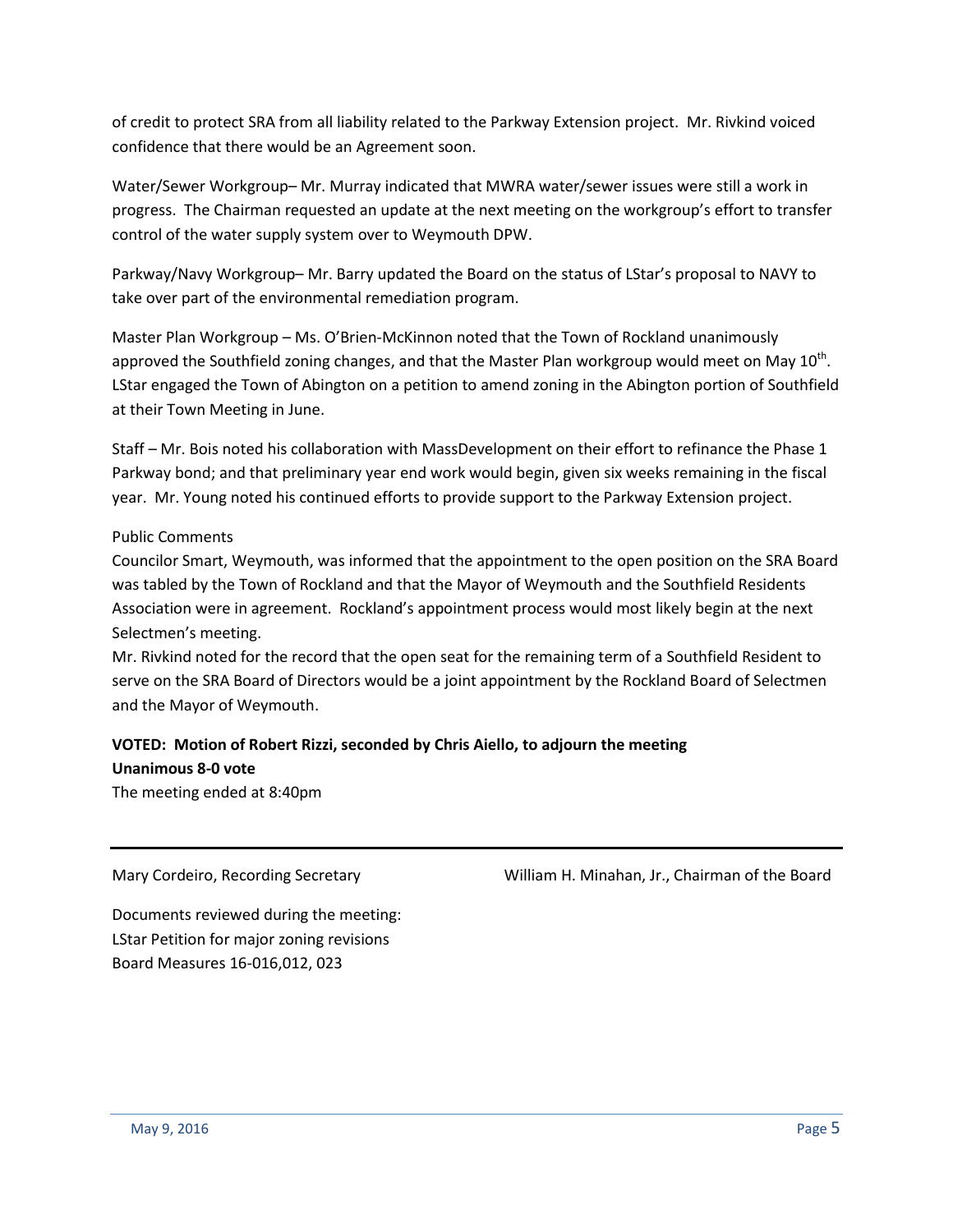of credit to protect SRA from all liability related to the Parkway Extension project. Mr. Rivkind voiced confidence that there would be an Agreement soon.

Water/Sewer Workgroup– Mr. Murray indicated that MWRA water/sewer issues were still a work in progress. The Chairman requested an update at the next meeting on the workgroup's effort to transfer control of the water supply system over to Weymouth DPW.

Parkway/Navy Workgroup– Mr. Barry updated the Board on the status of LStar's proposal to NAVY to take over part of the environmental remediation program.

Master Plan Workgroup – Ms. O'Brien-McKinnon noted that the Town of Rockland unanimously approved the Southfield zoning changes, and that the Master Plan workgroup would meet on May 10th. LStar engaged the Town of Abington on a petition to amend zoning in the Abington portion of Southfield at their Town Meeting in June.

Staff – Mr. Bois noted his collaboration with MassDevelopment on their effort to refinance the Phase 1 Parkway bond; and that preliminary year end work would begin, given six weeks remaining in the fiscal year. Mr. Young noted his continued efforts to provide support to the Parkway Extension project.

Public Comments

Councilor Smart, Weymouth, was informed that the appointment to the open position on the SRA Board was tabled by the Town of Rockland and that the Mayor of Weymouth and the Southfield Residents Association were in agreement. Rockland's appointment process would most likely begin at the next Selectmen's meeting.

Mr. Rivkind noted for the record that the open seat for the remaining term of a Southfield Resident to serve on the SRA Board of Directors would be a joint appointment by the Rockland Board of Selectmen and the Mayor of Weymouth.

**VOTED: Motion of Robert Rizzi, seconded by Chris Aiello, to adjourn the meeting**
**Unanimous 8-0 vote**
The meeting ended at 8:40pm

---

Mary Cordeiro, Recording Secretary

William H. Minahan, Jr., Chairman of the Board

Documents reviewed during the meeting:
LStar Petition for major zoning revisions
Board Measures 16-016,012, 023